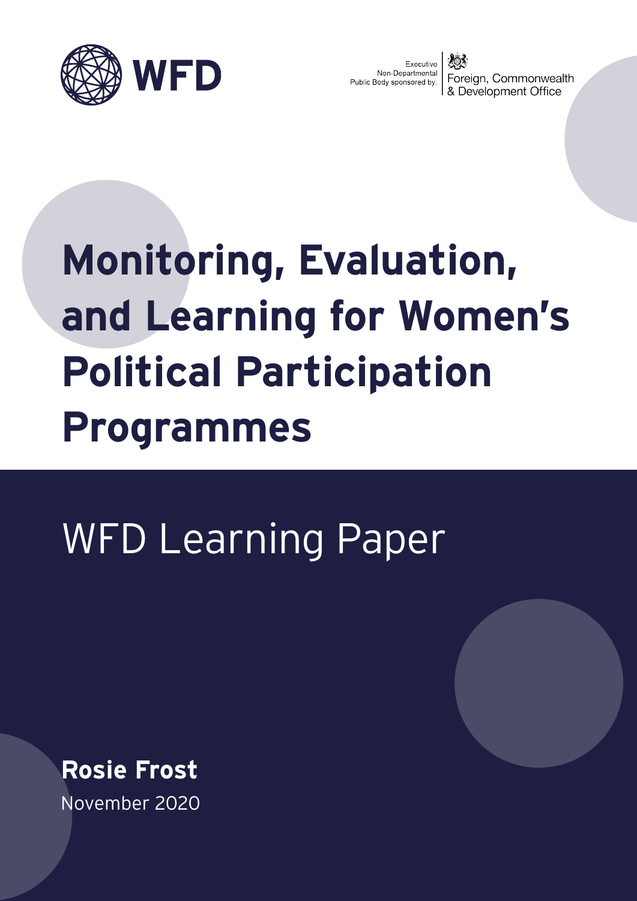WFD

Executive Non-Departmental Public Body sponsored by: Foreign, Commonwealth & Development Office

# Monitoring, Evaluation, and Learning for Women's Political Participation Programmes

## WFD Learning Paper

**Rosie Frost**

November 2020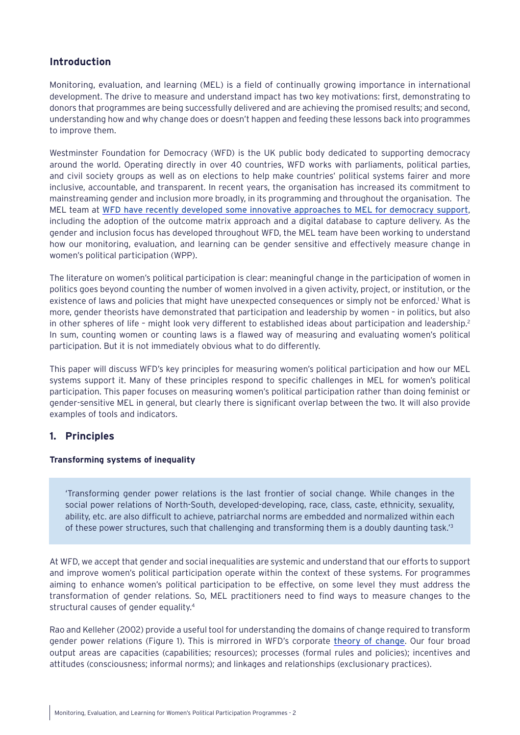## Introduction

Monitoring, evaluation, and learning (MEL) is a field of continually growing importance in international development. The drive to measure and understand impact has two key motivations: first, demonstrating to donors that programmes are being successfully delivered and are achieving the promised results; and second, understanding how and why change does or doesn't happen and feeding these lessons back into programmes to improve them.

Westminster Foundation for Democracy (WFD) is the UK public body dedicated to supporting democracy around the world. Operating directly in over 40 countries, WFD works with parliaments, political parties, and civil society groups as well as on elections to help make countries' political systems fairer and more inclusive, accountable, and transparent. In recent years, the organisation has increased its commitment to mainstreaming gender and inclusion more broadly, in its programming and throughout the organisation. The MEL team at WFD have recently developed some innovative approaches to MEL for democracy support, including the adoption of the outcome matrix approach and a digital database to capture delivery. As the gender and inclusion focus has developed throughout WFD, the MEL team have been working to understand how our monitoring, evaluation, and learning can be gender sensitive and effectively measure change in women's political participation (WPP).

The literature on women's political participation is clear: meaningful change in the participation of women in politics goes beyond counting the number of women involved in a given activity, project, or institution, or the existence of laws and policies that might have unexpected consequences or simply not be enforced.[1] What is more, gender theorists have demonstrated that participation and leadership by women – in politics, but also in other spheres of life – might look very different to established ideas about participation and leadership.[2] In sum, counting women or counting laws is a flawed way of measuring and evaluating women's political participation. But it is not immediately obvious what to do differently.

This paper will discuss WFD's key principles for measuring women's political participation and how our MEL systems support it. Many of these principles respond to specific challenges in MEL for women's political participation. This paper focuses on measuring women's political participation rather than doing feminist or gender-sensitive MEL in general, but clearly there is significant overlap between the two. It will also provide examples of tools and indicators.

## 1. Principles

### Transforming systems of inequality

> 'Transforming gender power relations is the last frontier of social change. While changes in the social power relations of North-South, developed-developing, race, class, caste, ethnicity, sexuality, ability, etc. are also difficult to achieve, patriarchal norms are embedded and normalized within each of these power structures, such that challenging and transforming them is a doubly daunting task.'[3]

At WFD, we accept that gender and social inequalities are systemic and understand that our efforts to support and improve women's political participation operate within the context of these systems. For programmes aiming to enhance women's political participation to be effective, on some level they must address the transformation of gender relations. So, MEL practitioners need to find ways to measure changes to the structural causes of gender equality.[4]

Rao and Kelleher (2002) provide a useful tool for understanding the domains of change required to transform gender power relations (Figure 1). This is mirrored in WFD's corporate theory of change. Our four broad output areas are capacities (capabilities; resources); processes (formal rules and policies); incentives and attitudes (consciousness; informal norms); and linkages and relationships (exclusionary practices).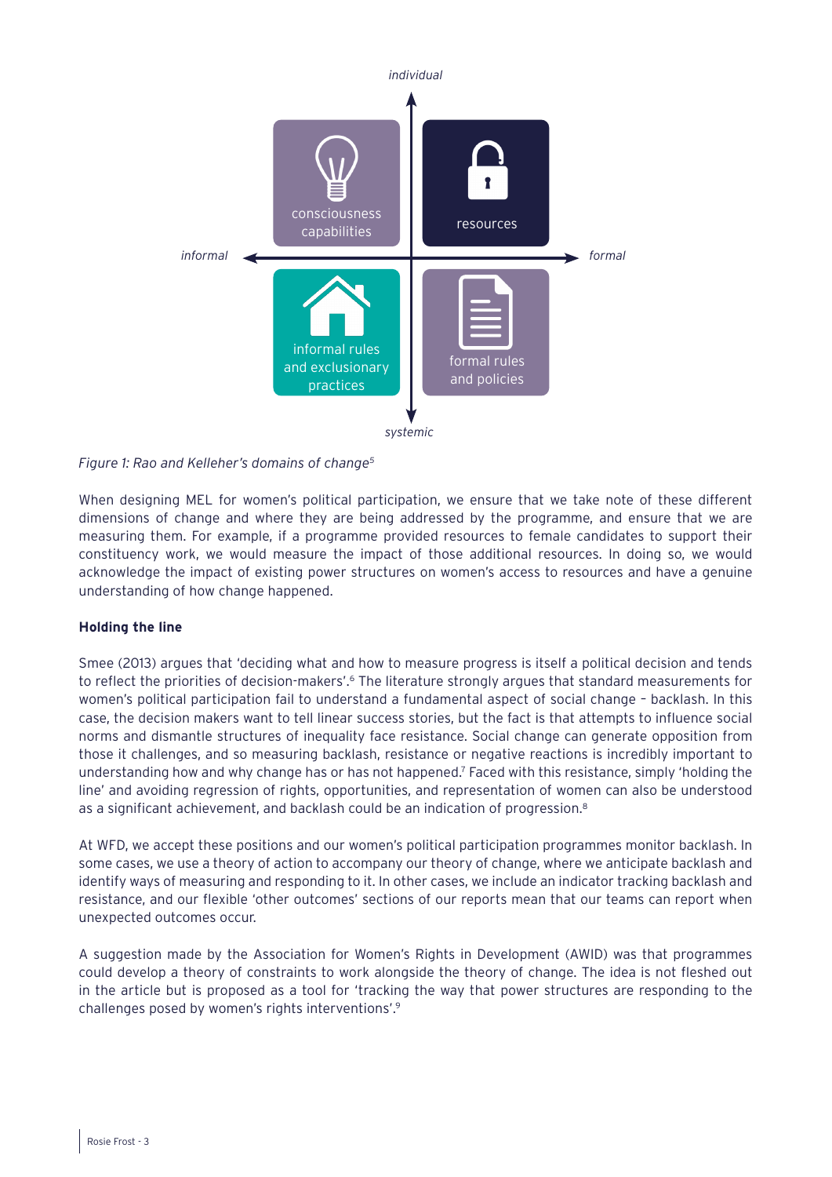individual

consciousness capabilities

resources

informal

formal

informal rules and exclusionary practices

formal rules and policies

systemic

*Figure 1: Rao and Kelleher's domains of change*[5]

When designing MEL for women's political participation, we ensure that we take note of these different dimensions of change and where they are being addressed by the programme, and ensure that we are measuring them. For example, if a programme provided resources to female candidates to support their constituency work, we would measure the impact of those additional resources. In doing so, we would acknowledge the impact of existing power structures on women's access to resources and have a genuine understanding of how change happened.

**Holding the line**

Smee (2013) argues that 'deciding what and how to measure progress is itself a political decision and tends to reflect the priorities of decision-makers'.[6] The literature strongly argues that standard measurements for women's political participation fail to understand a fundamental aspect of social change – backlash. In this case, the decision makers want to tell linear success stories, but the fact is that attempts to influence social norms and dismantle structures of inequality face resistance. Social change can generate opposition from those it challenges, and so measuring backlash, resistance or negative reactions is incredibly important to understanding how and why change has or has not happened.[7] Faced with this resistance, simply 'holding the line' and avoiding regression of rights, opportunities, and representation of women can also be understood as a significant achievement, and backlash could be an indication of progression.[8]

At WFD, we accept these positions and our women's political participation programmes monitor backlash. In some cases, we use a theory of action to accompany our theory of change, where we anticipate backlash and identify ways of measuring and responding to it. In other cases, we include an indicator tracking backlash and resistance, and our flexible 'other outcomes' sections of our reports mean that our teams can report when unexpected outcomes occur.

A suggestion made by the Association for Women's Rights in Development (AWID) was that programmes could develop a theory of constraints to work alongside the theory of change. The idea is not fleshed out in the article but is proposed as a tool for 'tracking the way that power structures are responding to the challenges posed by women's rights interventions'.[9]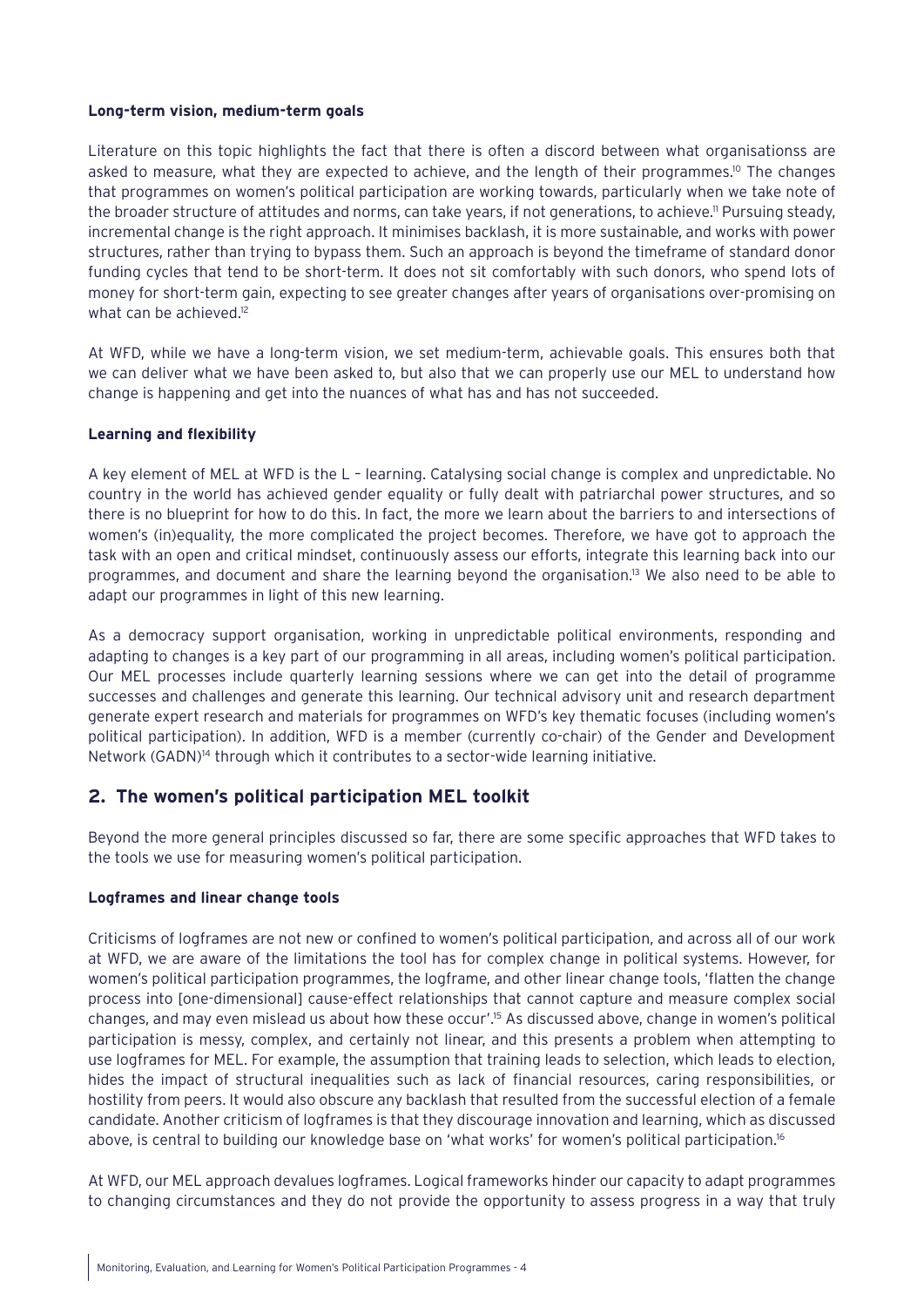**Long-term vision, medium-term goals**

Literature on this topic highlights the fact that there is often a discord between what organisationss are asked to measure, what they are expected to achieve, and the length of their programmes.[10] The changes that programmes on women's political participation are working towards, particularly when we take note of the broader structure of attitudes and norms, can take years, if not generations, to achieve.[11] Pursuing steady, incremental change is the right approach. It minimises backlash, it is more sustainable, and works with power structures, rather than trying to bypass them. Such an approach is beyond the timeframe of standard donor funding cycles that tend to be short-term. It does not sit comfortably with such donors, who spend lots of money for short-term gain, expecting to see greater changes after years of organisations over-promising on what can be achieved.[12]

At WFD, while we have a long-term vision, we set medium-term, achievable goals. This ensures both that we can deliver what we have been asked to, but also that we can properly use our MEL to understand how change is happening and get into the nuances of what has and has not succeeded.

**Learning and flexibility**

A key element of MEL at WFD is the L – learning. Catalysing social change is complex and unpredictable. No country in the world has achieved gender equality or fully dealt with patriarchal power structures, and so there is no blueprint for how to do this. In fact, the more we learn about the barriers to and intersections of women's (in)equality, the more complicated the project becomes. Therefore, we have got to approach the task with an open and critical mindset, continuously assess our efforts, integrate this learning back into our programmes, and document and share the learning beyond the organisation.[13] We also need to be able to adapt our programmes in light of this new learning.

As a democracy support organisation, working in unpredictable political environments, responding and adapting to changes is a key part of our programming in all areas, including women's political participation. Our MEL processes include quarterly learning sessions where we can get into the detail of programme successes and challenges and generate this learning. Our technical advisory unit and research department generate expert research and materials for programmes on WFD's key thematic focuses (including women's political participation). In addition, WFD is a member (currently co-chair) of the Gender and Development Network (GADN)[14] through which it contributes to a sector-wide learning initiative.

## 2. The women's political participation MEL toolkit

Beyond the more general principles discussed so far, there are some specific approaches that WFD takes to the tools we use for measuring women's political participation.

**Logframes and linear change tools**

Criticisms of logframes are not new or confined to women's political participation, and across all of our work at WFD, we are aware of the limitations the tool has for complex change in political systems. However, for women's political participation programmes, the logframe, and other linear change tools, 'flatten the change process into [one-dimensional] cause-effect relationships that cannot capture and measure complex social changes, and may even mislead us about how these occur'.[15] As discussed above, change in women's political participation is messy, complex, and certainly not linear, and this presents a problem when attempting to use logframes for MEL. For example, the assumption that training leads to selection, which leads to election, hides the impact of structural inequalities such as lack of financial resources, caring responsibilities, or hostility from peers. It would also obscure any backlash that resulted from the successful election of a female candidate. Another criticism of logframes is that they discourage innovation and learning, which as discussed above, is central to building our knowledge base on 'what works' for women's political participation.[16]

At WFD, our MEL approach devalues logframes. Logical frameworks hinder our capacity to adapt programmes to changing circumstances and they do not provide the opportunity to assess progress in a way that truly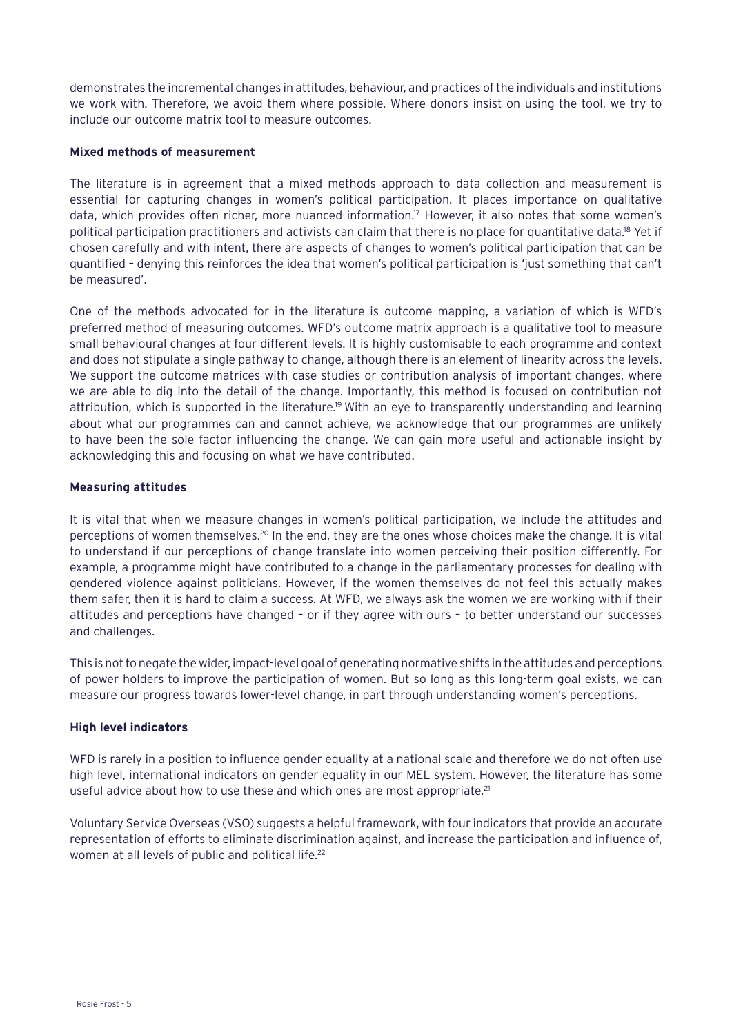demonstrates the incremental changes in attitudes, behaviour, and practices of the individuals and institutions we work with. Therefore, we avoid them where possible. Where donors insist on using the tool, we try to include our outcome matrix tool to measure outcomes.

**Mixed methods of measurement**

The literature is in agreement that a mixed methods approach to data collection and measurement is essential for capturing changes in women's political participation. It places importance on qualitative data, which provides often richer, more nuanced information.[17] However, it also notes that some women's political participation practitioners and activists can claim that there is no place for quantitative data.[18] Yet if chosen carefully and with intent, there are aspects of changes to women's political participation that can be quantified – denying this reinforces the idea that women's political participation is 'just something that can't be measured'.

One of the methods advocated for in the literature is outcome mapping, a variation of which is WFD's preferred method of measuring outcomes. WFD's outcome matrix approach is a qualitative tool to measure small behavioural changes at four different levels. It is highly customisable to each programme and context and does not stipulate a single pathway to change, although there is an element of linearity across the levels. We support the outcome matrices with case studies or contribution analysis of important changes, where we are able to dig into the detail of the change. Importantly, this method is focused on contribution not attribution, which is supported in the literature.[19] With an eye to transparently understanding and learning about what our programmes can and cannot achieve, we acknowledge that our programmes are unlikely to have been the sole factor influencing the change. We can gain more useful and actionable insight by acknowledging this and focusing on what we have contributed.

**Measuring attitudes**

It is vital that when we measure changes in women's political participation, we include the attitudes and perceptions of women themselves.[20] In the end, they are the ones whose choices make the change. It is vital to understand if our perceptions of change translate into women perceiving their position differently. For example, a programme might have contributed to a change in the parliamentary processes for dealing with gendered violence against politicians. However, if the women themselves do not feel this actually makes them safer, then it is hard to claim a success. At WFD, we always ask the women we are working with if their attitudes and perceptions have changed – or if they agree with ours – to better understand our successes and challenges.

This is not to negate the wider, impact-level goal of generating normative shifts in the attitudes and perceptions of power holders to improve the participation of women. But so long as this long-term goal exists, we can measure our progress towards lower-level change, in part through understanding women's perceptions.

**High level indicators**

WFD is rarely in a position to influence gender equality at a national scale and therefore we do not often use high level, international indicators on gender equality in our MEL system. However, the literature has some useful advice about how to use these and which ones are most appropriate.[21]

Voluntary Service Overseas (VSO) suggests a helpful framework, with four indicators that provide an accurate representation of efforts to eliminate discrimination against, and increase the participation and influence of, women at all levels of public and political life.[22]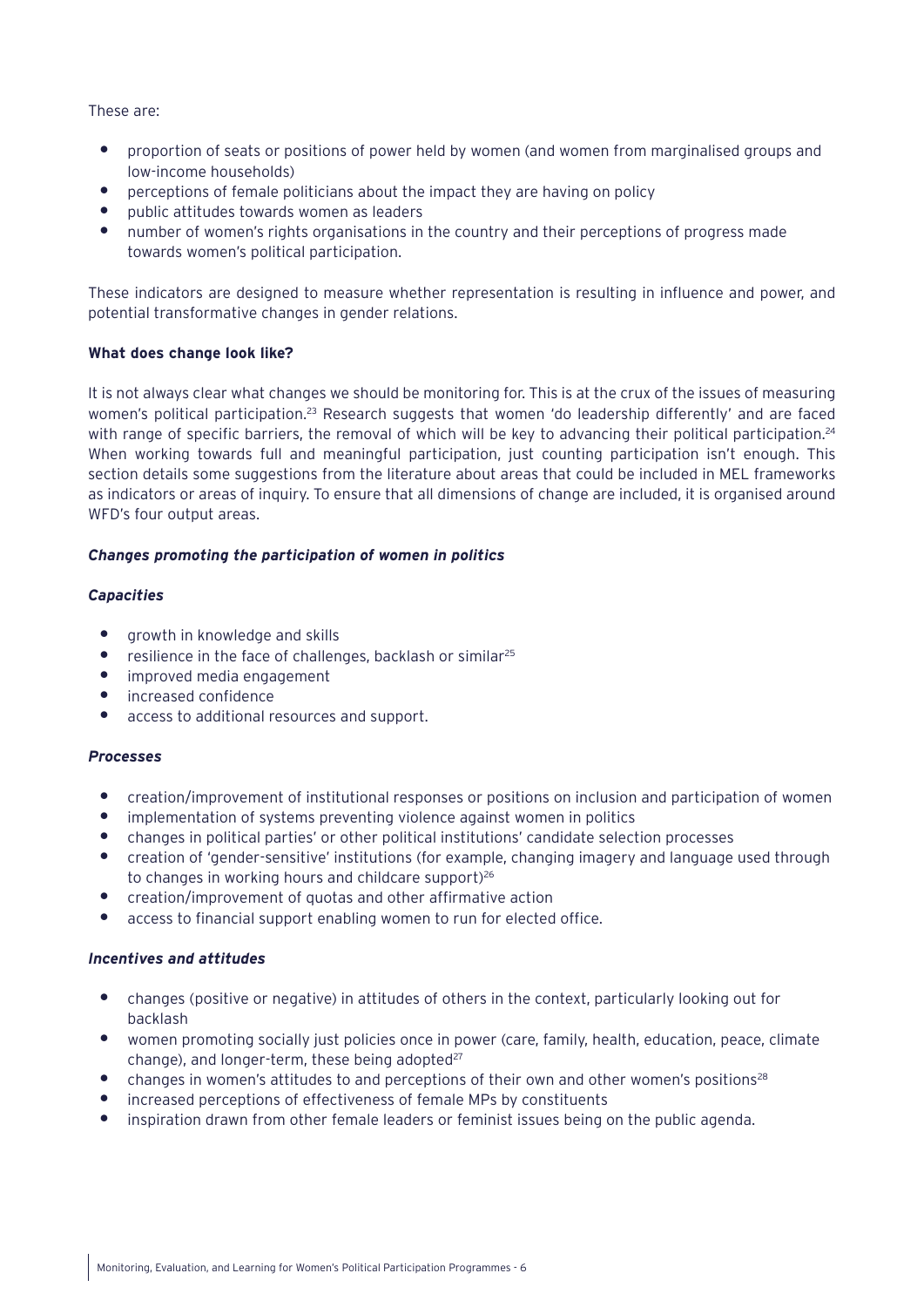These are:

- proportion of seats or positions of power held by women (and women from marginalised groups and low-income households)
- perceptions of female politicians about the impact they are having on policy
- public attitudes towards women as leaders
- number of women's rights organisations in the country and their perceptions of progress made towards women's political participation.

These indicators are designed to measure whether representation is resulting in influence and power, and potential transformative changes in gender relations.

**What does change look like?**

It is not always clear what changes we should be monitoring for. This is at the crux of the issues of measuring women's political participation.[23] Research suggests that women 'do leadership differently' and are faced with range of specific barriers, the removal of which will be key to advancing their political participation.[24] When working towards full and meaningful participation, just counting participation isn't enough. This section details some suggestions from the literature about areas that could be included in MEL frameworks as indicators or areas of inquiry. To ensure that all dimensions of change are included, it is organised around WFD's four output areas.

***Changes promoting the participation of women in politics***

***Capacities***

- growth in knowledge and skills
- resilience in the face of challenges, backlash or similar[25]
- improved media engagement
- increased confidence
- access to additional resources and support.

***Processes***

- creation/improvement of institutional responses or positions on inclusion and participation of women
- implementation of systems preventing violence against women in politics
- changes in political parties' or other political institutions' candidate selection processes
- creation of 'gender-sensitive' institutions (for example, changing imagery and language used through to changes in working hours and childcare support)[26]
- creation/improvement of quotas and other affirmative action
- access to financial support enabling women to run for elected office.

***Incentives and attitudes***

- changes (positive or negative) in attitudes of others in the context, particularly looking out for backlash
- women promoting socially just policies once in power (care, family, health, education, peace, climate change), and longer-term, these being adopted[27]
- changes in women's attitudes to and perceptions of their own and other women's positions[28]
- increased perceptions of effectiveness of female MPs by constituents
- inspiration drawn from other female leaders or feminist issues being on the public agenda.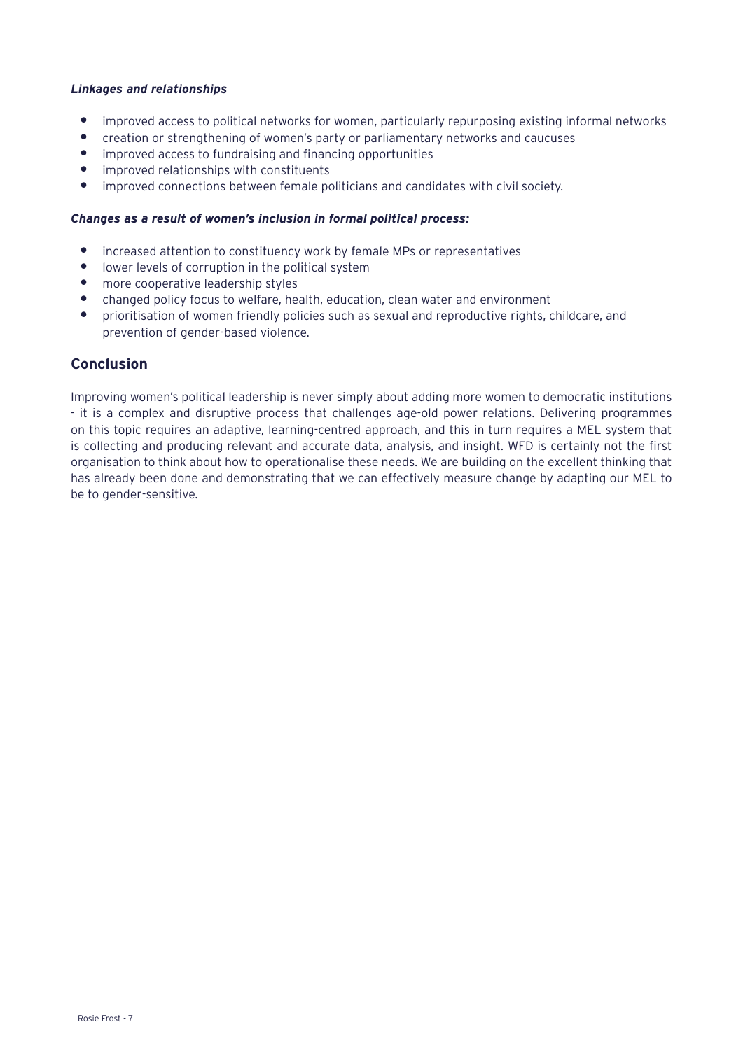***Linkages and relationships***

- improved access to political networks for women, particularly repurposing existing informal networks
- creation or strengthening of women's party or parliamentary networks and caucuses
- improved access to fundraising and financing opportunities
- improved relationships with constituents
- improved connections between female politicians and candidates with civil society.

***Changes as a result of women's inclusion in formal political process:***

- increased attention to constituency work by female MPs or representatives
- lower levels of corruption in the political system
- more cooperative leadership styles
- changed policy focus to welfare, health, education, clean water and environment
- prioritisation of women friendly policies such as sexual and reproductive rights, childcare, and prevention of gender-based violence.

## Conclusion

Improving women's political leadership is never simply about adding more women to democratic institutions - it is a complex and disruptive process that challenges age-old power relations. Delivering programmes on this topic requires an adaptive, learning-centred approach, and this in turn requires a MEL system that is collecting and producing relevant and accurate data, analysis, and insight. WFD is certainly not the first organisation to think about how to operationalise these needs. We are building on the excellent thinking that has already been done and demonstrating that we can effectively measure change by adapting our MEL to be to gender-sensitive.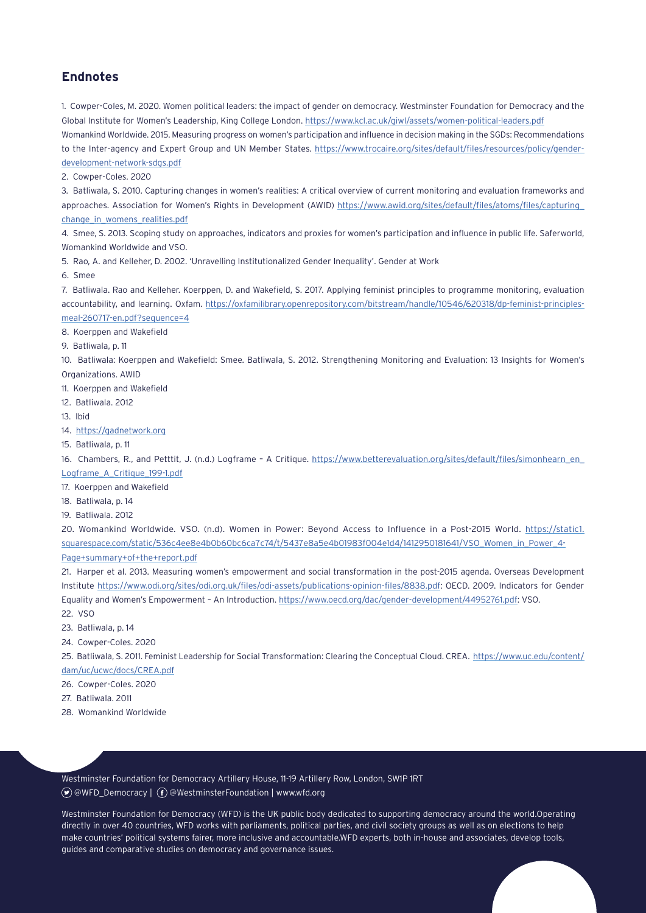## Endnotes

1. Cowper-Coles, M. 2020. Women political leaders: the impact of gender on democracy. Westminster Foundation for Democracy and the Global Institute for Women's Leadership, King College London. https://www.kcl.ac.uk/giwl/assets/women-political-leaders.pdf
Womankind Worldwide. 2015. Measuring progress on women's participation and influence in decision making in the SGDs: Recommendations to the Inter-agency and Expert Group and UN Member States. https://www.trocaire.org/sites/default/files/resources/policy/gender-development-network-sdgs.pdf
2. Cowper-Coles. 2020
3. Batliwala, S. 2010. Capturing changes in women's realities: A critical overview of current monitoring and evaluation frameworks and approaches. Association for Women's Rights in Development (AWID) https://www.awid.org/sites/default/files/atoms/files/capturing_change_in_womens_realities.pdf
4. Smee, S. 2013. Scoping study on approaches, indicators and proxies for women's participation and influence in public life. Saferworld, Womankind Worldwide and VSO.
5. Rao, A. and Kelleher, D. 2002. 'Unravelling Institutionalized Gender Inequality'. Gender at Work
6. Smee
7. Batliwala. Rao and Kelleher. Koerppen, D. and Wakefield, S. 2017. Applying feminist principles to programme monitoring, evaluation accountability, and learning. Oxfam. https://oxfamilibrary.openrepository.com/bitstream/handle/10546/620318/dp-feminist-principles-meal-260717-en.pdf?sequence=4
8. Koerppen and Wakefield
9. Batliwala, p. 11
10. Batliwala: Koerppen and Wakefield: Smee. Batliwala, S. 2012. Strengthening Monitoring and Evaluation: 13 Insights for Women's Organizations. AWID
11. Koerppen and Wakefield
12. Batliwala. 2012
13. Ibid
14. https://gadnetwork.org
15. Batliwala, p. 11
16. Chambers, R., and Petttit, J. (n.d.) Logframe – A Critique. https://www.betterevaluation.org/sites/default/files/simonhearn_en_Logframe_A_Critique_199-1.pdf
17. Koerppen and Wakefield
18. Batliwala, p. 14
19. Batliwala. 2012
20. Womankind Worldwide. VSO. (n.d). Women in Power: Beyond Access to Influence in a Post-2015 World. https://static1.squarespace.com/static/536c4ee8e4b0b60bc6ca7c74/t/5437e8a5e4b01983f004e1d4/1412950181641/VSO_Women_in_Power_4-Page+summary+of+the+report.pdf
21. Harper et al. 2013. Measuring women's empowerment and social transformation in the post-2015 agenda. Overseas Development Institute https://www.odi.org/sites/odi.org.uk/files/odi-assets/publications-opinion-files/8838.pdf: OECD. 2009. Indicators for Gender Equality and Women's Empowerment – An Introduction. https://www.oecd.org/dac/gender-development/44952761.pdf: VSO.
22. VSO
23. Batliwala, p. 14
24. Cowper-Coles. 2020
25. Batliwala, S. 2011. Feminist Leadership for Social Transformation: Clearing the Conceptual Cloud. CREA. https://www.uc.edu/content/dam/uc/ucwc/docs/CREA.pdf
26. Cowper-Coles. 2020
27. Batliwala. 2011
28. Womankind Worldwide

Westminster Foundation for Democracy Artillery House, 11-19 Artillery Row, London, SW1P 1RT
@WFD_Democracy | @WestminsterFoundation | www.wfd.org

Westminster Foundation for Democracy (WFD) is the UK public body dedicated to supporting democracy around the world.Operating directly in over 40 countries, WFD works with parliaments, political parties, and civil society groups as well as on elections to help make countries' political systems fairer, more inclusive and accountable.WFD experts, both in-house and associates, develop tools, guides and comparative studies on democracy and governance issues.